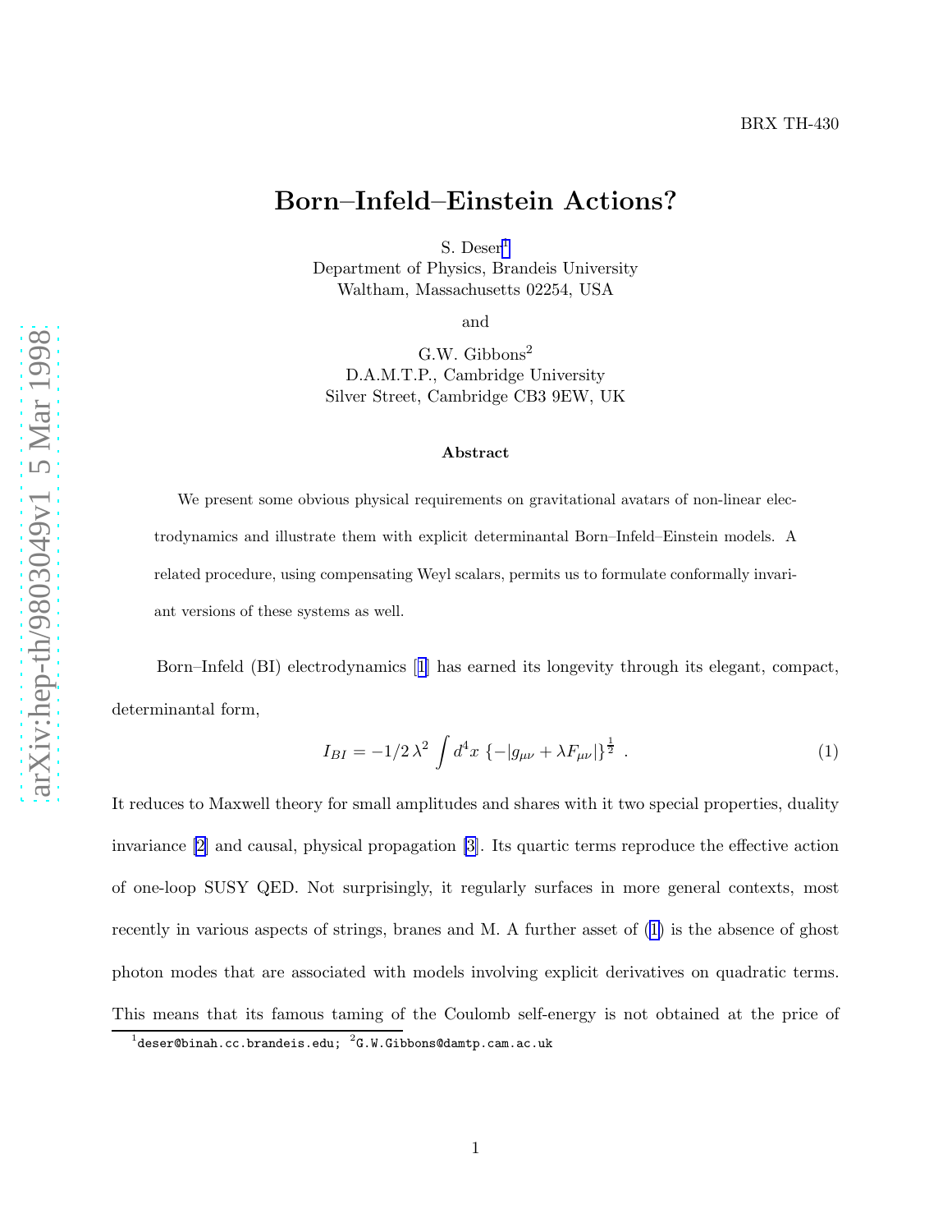BRX TH-430

# Born–Infeld–Einstein Actions?

S. Deser[1]
Department of Physics, Brandeis University
Waltham, Massachusetts 02254, USA

and

G.W. Gibbons[2]
D.A.M.T.P., Cambridge University
Silver Street, Cambridge CB3 9EW, UK

### Abstract

We present some obvious physical requirements on gravitational avatars of non-linear electrodynamics and illustrate them with explicit determinantal Born–Infeld–Einstein models. A related procedure, using compensating Weyl scalars, permits us to formulate conformally invariant versions of these systems as well.

Born–Infeld (BI) electrodynamics [1] has earned its longevity through its elegant, compact, determinantal form,

$$I_{BI} = -1/2\,\lambda^2 \int d^4x\; \{-|g_{\mu\nu} + \lambda F_{\mu\nu}|\}^{\frac{1}{2}} \; . \tag{1}$$

It reduces to Maxwell theory for small amplitudes and shares with it two special properties, duality invariance [2] and causal, physical propagation [3]. Its quartic terms reproduce the effective action of one-loop SUSY QED. Not surprisingly, it regularly surfaces in more general contexts, most recently in various aspects of strings, branes and M. A further asset of (1) is the absence of ghost photon modes that are associated with models involving explicit derivatives on quadratic terms. This means that its famous taming of the Coulomb self-energy is not obtained at the price of

[1] deser@binah.cc.brandeis.edu; [2] G.W.Gibbons@damtp.cam.ac.uk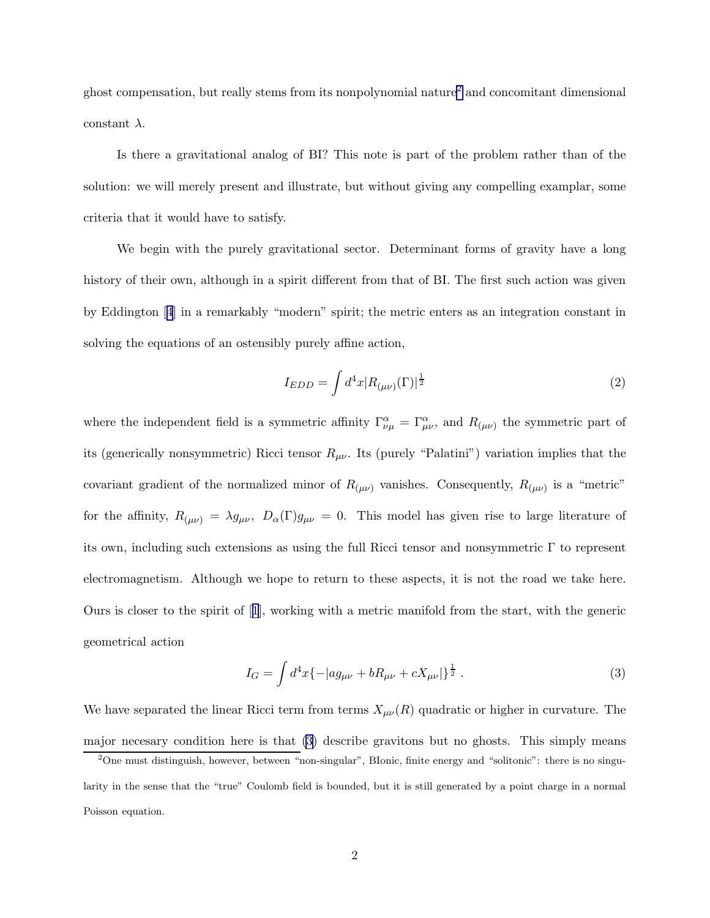ghost compensation, but really stems from its nonpolynomial nature[2] and concomitant dimensional constant $\lambda$.

Is there a gravitational analog of BI? This note is part of the problem rather than of the solution: we will merely present and illustrate, but without giving any compelling examplar, some criteria that it would have to satisfy.

We begin with the purely gravitational sector. Determinant forms of gravity have a long history of their own, although in a spirit different from that of BI. The first such action was given by Eddington [4] in a remarkably "modern" spirit; the metric enters as an integration constant in solving the equations of an ostensibly purely affine action,

$$I_{EDD} = \int d^4x |R_{(\mu\nu)}(\Gamma)|^{\frac{1}{2}} \tag{2}$$

where the independent field is a symmetric affinity $\Gamma^{\alpha}_{\nu\mu} = \Gamma^{\alpha}_{\mu\nu}$, and $R_{(\mu\nu)}$ the symmetric part of its (generically nonsymmetric) Ricci tensor $R_{\mu\nu}$. Its (purely "Palatini") variation implies that the covariant gradient of the normalized minor of $R_{(\mu\nu)}$ vanishes. Consequently, $R_{(\mu\nu)}$ is a "metric" for the affinity, $R_{(\mu\nu)} = \lambda g_{\mu\nu}, \ D_{\alpha}(\Gamma) g_{\mu\nu} = 0$. This model has given rise to large literature of its own, including such extensions as using the full Ricci tensor and nonsymmetric $\Gamma$ to represent electromagnetism. Although we hope to return to these aspects, it is not the road we take here. Ours is closer to the spirit of [1], working with a metric manifold from the start, with the generic geometrical action

$$I_G = \int d^4x \{-|a g_{\mu\nu} + b R_{\mu\nu} + c X_{\mu\nu}|\}^{\frac{1}{2}} \ . \tag{3}$$

We have separated the linear Ricci term from terms $X_{\mu\nu}(R)$ quadratic or higher in curvature. The major necesary condition here is that (3) describe gravitons but no ghosts. This simply means

[2] One must distinguish, however, between "non-singular", BIonic, finite energy and "solitonic": there is no singularity in the sense that the "true" Coulomb field is bounded, but it is still generated by a point charge in a normal Poisson equation.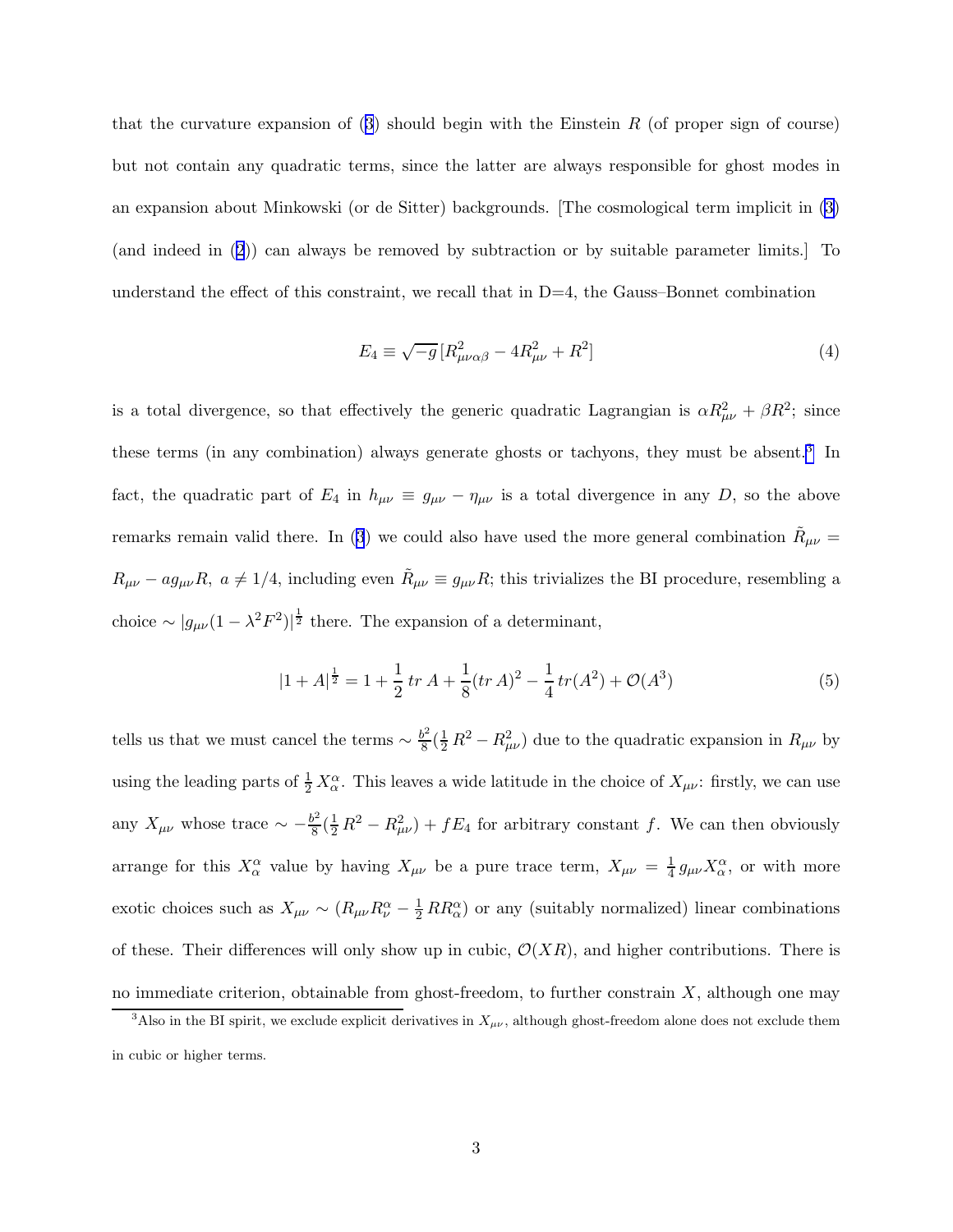that the curvature expansion of (3) should begin with the Einstein $R$ (of proper sign of course) but not contain any quadratic terms, since the latter are always responsible for ghost modes in an expansion about Minkowski (or de Sitter) backgrounds. [The cosmological term implicit in (3) (and indeed in (2)) can always be removed by subtraction or by suitable parameter limits.] To understand the effect of this constraint, we recall that in D=4, the Gauss–Bonnet combination

$$E_4 \equiv \sqrt{-g}\,[R^2_{\mu\nu\alpha\beta} - 4R^2_{\mu\nu} + R^2] \tag{4}$$

is a total divergence, so that effectively the generic quadratic Lagrangian is $\alpha R^2_{\mu\nu} + \beta R^2$; since these terms (in any combination) always generate ghosts or tachyons, they must be absent.[3] In fact, the quadratic part of $E_4$ in $h_{\mu\nu} \equiv g_{\mu\nu} - \eta_{\mu\nu}$ is a total divergence in any $D$, so the above remarks remain valid there. In (3) we could also have used the more general combination $\tilde{R}_{\mu\nu} = R_{\mu\nu} - a g_{\mu\nu} R$, $a \neq 1/4$, including even $\tilde{R}_{\mu\nu} \equiv g_{\mu\nu} R$; this trivializes the BI procedure, resembling a choice $\sim |g_{\mu\nu}(1 - \lambda^2 F^2)|^{\frac{1}{2}}$ there. The expansion of a determinant,

$$|1 + A|^{\frac{1}{2}} = 1 + \frac{1}{2}\,tr\,A + \frac{1}{8}(tr\,A)^2 - \frac{1}{4}\,tr(A^2) + \mathcal{O}(A^3) \tag{5}$$

tells us that we must cancel the terms $\sim \frac{b^2}{8}(\frac{1}{2}\,R^2 - R^2_{\mu\nu})$ due to the quadratic expansion in $R_{\mu\nu}$ by using the leading parts of $\frac{1}{2}\,X^\alpha_\alpha$. This leaves a wide latitude in the choice of $X_{\mu\nu}$: firstly, we can use any $X_{\mu\nu}$ whose trace $\sim -\frac{b^2}{8}(\frac{1}{2}\,R^2 - R^2_{\mu\nu}) + f E_4$ for arbitrary constant $f$. We can then obviously arrange for this $X^\alpha_\alpha$ value by having $X_{\mu\nu}$ be a pure trace term, $X_{\mu\nu} = \frac{1}{4}\,g_{\mu\nu} X^\alpha_\alpha$, or with more exotic choices such as $X_{\mu\nu} \sim (R_{\mu\nu} R^\alpha_\nu - \frac{1}{2}\,R R^\alpha_\alpha)$ or any (suitably normalized) linear combinations of these. Their differences will only show up in cubic, $\mathcal{O}(XR)$, and higher contributions. There is no immediate criterion, obtainable from ghost-freedom, to further constrain $X$, although one may

[3] Also in the BI spirit, we exclude explicit derivatives in $X_{\mu\nu}$, although ghost-freedom alone does not exclude them in cubic or higher terms.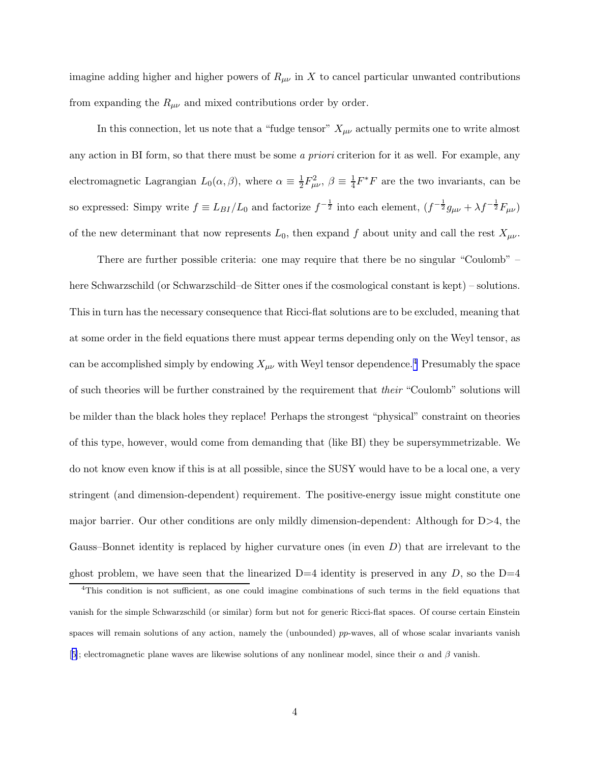imagine adding higher and higher powers of $R_{\mu\nu}$ in $X$ to cancel particular unwanted contributions from expanding the $R_{\mu\nu}$ and mixed contributions order by order.

In this connection, let us note that a "fudge tensor" $X_{\mu\nu}$ actually permits one to write almost any action in BI form, so that there must be some *a priori* criterion for it as well. For example, any electromagnetic Lagrangian $L_0(\alpha, \beta)$, where $\alpha \equiv \frac{1}{2}F_{\mu\nu}^2$, $\beta \equiv \frac{1}{4}F^*F$ are the two invariants, can be so expressed: Simpy write $f \equiv L_{BI}/L_0$ and factorize $f^{-\frac{1}{2}}$ into each element, $(f^{-\frac{1}{2}}g_{\mu\nu} + \lambda f^{-\frac{1}{2}}F_{\mu\nu})$ of the new determinant that now represents $L_0$, then expand $f$ about unity and call the rest $X_{\mu\nu}$.

There are further possible criteria: one may require that there be no singular "Coulomb" – here Schwarzschild (or Schwarzschild–de Sitter ones if the cosmological constant is kept) – solutions. This in turn has the necessary consequence that Ricci-flat solutions are to be excluded, meaning that at some order in the field equations there must appear terms depending only on the Weyl tensor, as can be accomplished simply by endowing $X_{\mu\nu}$ with Weyl tensor dependence.[4] Presumably the space of such theories will be further constrained by the requirement that *their* "Coulomb" solutions will be milder than the black holes they replace! Perhaps the strongest "physical" constraint on theories of this type, however, would come from demanding that (like BI) they be supersymmetrizable. We do not know even know if this is at all possible, since the SUSY would have to be a local one, a very stringent (and dimension-dependent) requirement. The positive-energy issue might constitute one major barrier. Our other conditions are only mildly dimension-dependent: Although for D>4, the Gauss–Bonnet identity is replaced by higher curvature ones (in even $D$) that are irrelevant to the ghost problem, we have seen that the linearized D=4 identity is preserved in any $D$, so the D=4

[4] This condition is not sufficient, as one could imagine combinations of such terms in the field equations that vanish for the simple Schwarzschild (or similar) form but not for generic Ricci-flat spaces. Of course certain Einstein spaces will remain solutions of any action, namely the (unbounded) *pp*-waves, all of whose scalar invariants vanish [5]; electromagnetic plane waves are likewise solutions of any nonlinear model, since their $\alpha$ and $\beta$ vanish.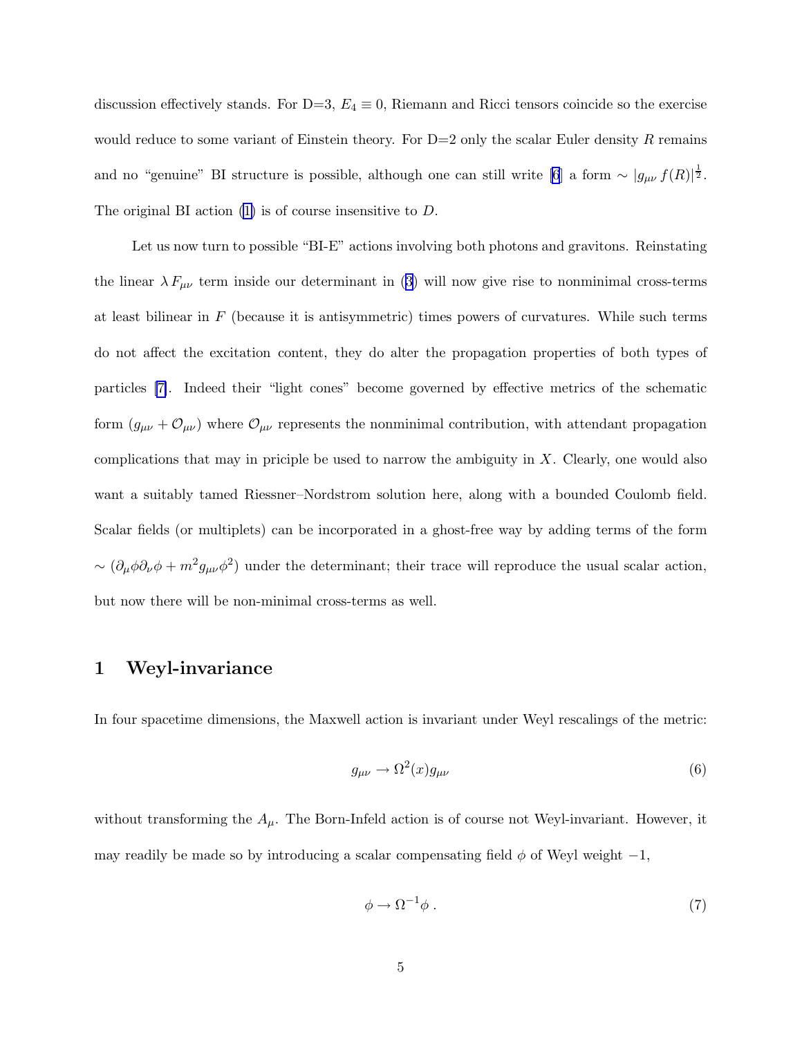discussion effectively stands. For D=3, $E_4 \equiv 0$, Riemann and Ricci tensors coincide so the exercise would reduce to some variant of Einstein theory. For D=2 only the scalar Euler density $R$ remains and no "genuine" BI structure is possible, although one can still write [6] a form $\sim |g_{\mu\nu}\, f(R)|^{\frac{1}{2}}$. The original BI action (1) is of course insensitive to $D$.

Let us now turn to possible "BI-E" actions involving both photons and gravitons. Reinstating the linear $\lambda F_{\mu\nu}$ term inside our determinant in (3) will now give rise to nonminimal cross-terms at least bilinear in $F$ (because it is antisymmetric) times powers of curvatures. While such terms do not affect the excitation content, they do alter the propagation properties of both types of particles [7]. Indeed their "light cones" become governed by effective metrics of the schematic form $(g_{\mu\nu} + \mathcal{O}_{\mu\nu})$ where $\mathcal{O}_{\mu\nu}$ represents the nonminimal contribution, with attendant propagation complications that may in priciple be used to narrow the ambiguity in $X$. Clearly, one would also want a suitably tamed Riessner–Nordstrom solution here, along with a bounded Coulomb field. Scalar fields (or multiplets) can be incorporated in a ghost-free way by adding terms of the form $\sim (\partial_\mu \phi \partial_\nu \phi + m^2 g_{\mu\nu} \phi^2)$ under the determinant; their trace will reproduce the usual scalar action, but now there will be non-minimal cross-terms as well.

# 1 Weyl-invariance

In four spacetime dimensions, the Maxwell action is invariant under Weyl rescalings of the metric:

$$g_{\mu\nu} \to \Omega^2(x) g_{\mu\nu} \tag{6}$$

without transforming the $A_\mu$. The Born-Infeld action is of course not Weyl-invariant. However, it may readily be made so by introducing a scalar compensating field $\phi$ of Weyl weight $-1$,

$$\phi \to \Omega^{-1} \phi \; . \tag{7}$$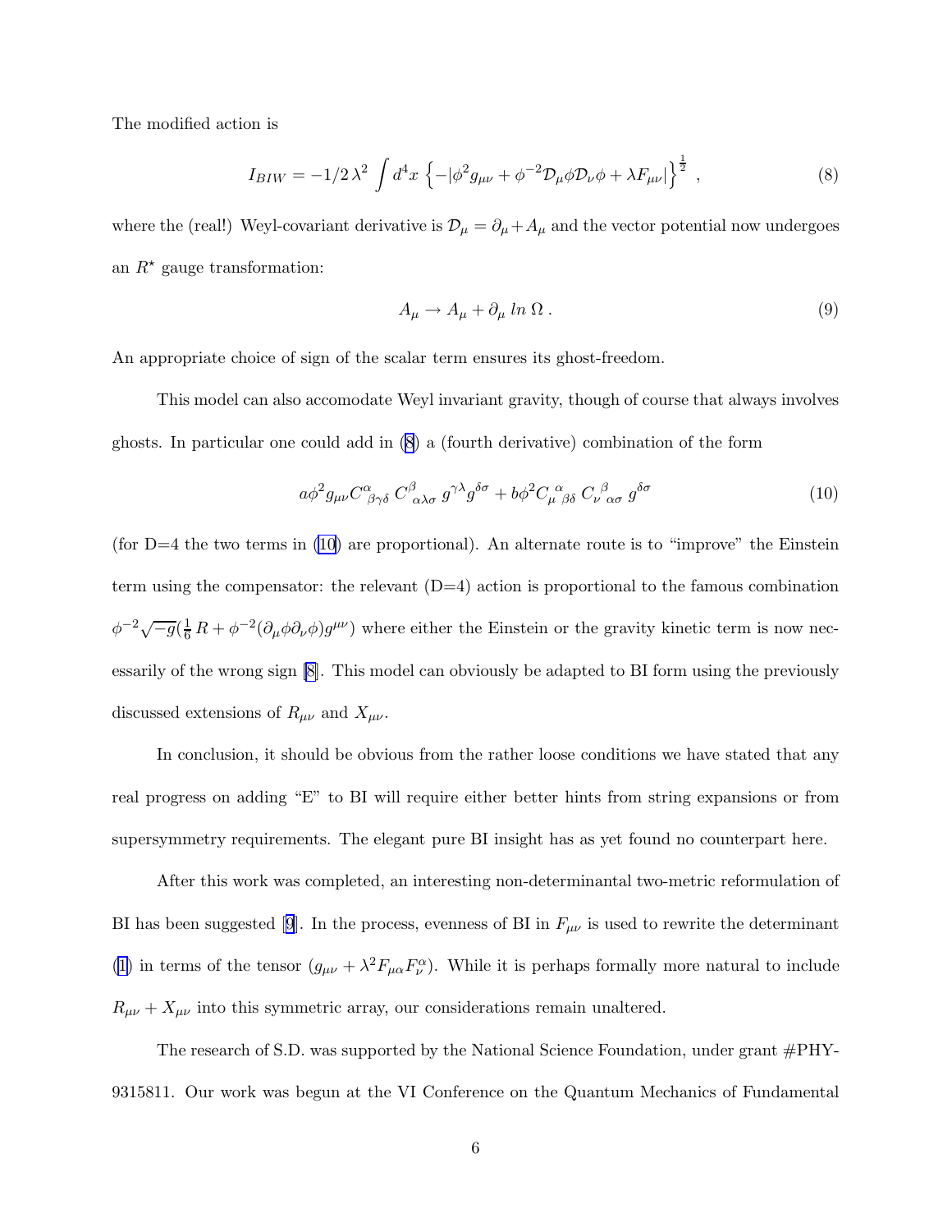The modified action is

$$I_{BIW} = -1/2\,\lambda^2 \int d^4x \left\{ -|\phi^2 g_{\mu\nu} + \phi^{-2}\mathcal{D}_\mu\phi\mathcal{D}_\nu\phi + \lambda F_{\mu\nu}| \right\}^{\frac{1}{2}} , \tag{8}$$

where the (real!) Weyl-covariant derivative is $\mathcal{D}_\mu = \partial_\mu + A_\mu$ and the vector potential now undergoes an $R^\star$ gauge transformation:

$$A_\mu \rightarrow A_\mu + \partial_\mu \, ln \, \Omega \, . \tag{9}$$

An appropriate choice of sign of the scalar term ensures its ghost-freedom.

This model can also accomodate Weyl invariant gravity, though of course that always involves ghosts. In particular one could add in (8) a (fourth derivative) combination of the form

$$a\phi^2 g_{\mu\nu} C^\alpha{}_{\beta\gamma\delta}\, C^\beta{}_{\alpha\lambda\sigma}\, g^{\gamma\lambda} g^{\delta\sigma} + b\phi^2 C_\mu{}^\alpha{}_{\beta\delta}\, C_\nu{}^\beta{}_{\alpha\sigma}\, g^{\delta\sigma} \tag{10}$$

(for D=4 the two terms in (10) are proportional). An alternate route is to "improve" the Einstein term using the compensator: the relevant (D=4) action is proportional to the famous combination $\phi^{-2}\sqrt{-g}(\frac{1}{6}\,R + \phi^{-2}(\partial_\mu\phi\partial_\nu\phi)g^{\mu\nu})$ where either the Einstein or the gravity kinetic term is now necessarily of the wrong sign [8]. This model can obviously be adapted to BI form using the previously discussed extensions of $R_{\mu\nu}$ and $X_{\mu\nu}$.

In conclusion, it should be obvious from the rather loose conditions we have stated that any real progress on adding "E" to BI will require either better hints from string expansions or from supersymmetry requirements. The elegant pure BI insight has as yet found no counterpart here.

After this work was completed, an interesting non-determinantal two-metric reformulation of BI has been suggested [9]. In the process, evenness of BI in $F_{\mu\nu}$ is used to rewrite the determinant (1) in terms of the tensor $(g_{\mu\nu} + \lambda^2 F_{\mu\alpha}F^\alpha_\nu)$. While it is perhaps formally more natural to include $R_{\mu\nu} + X_{\mu\nu}$ into this symmetric array, our considerations remain unaltered.

The research of S.D. was supported by the National Science Foundation, under grant #PHY-9315811. Our work was begun at the VI Conference on the Quantum Mechanics of Fundamental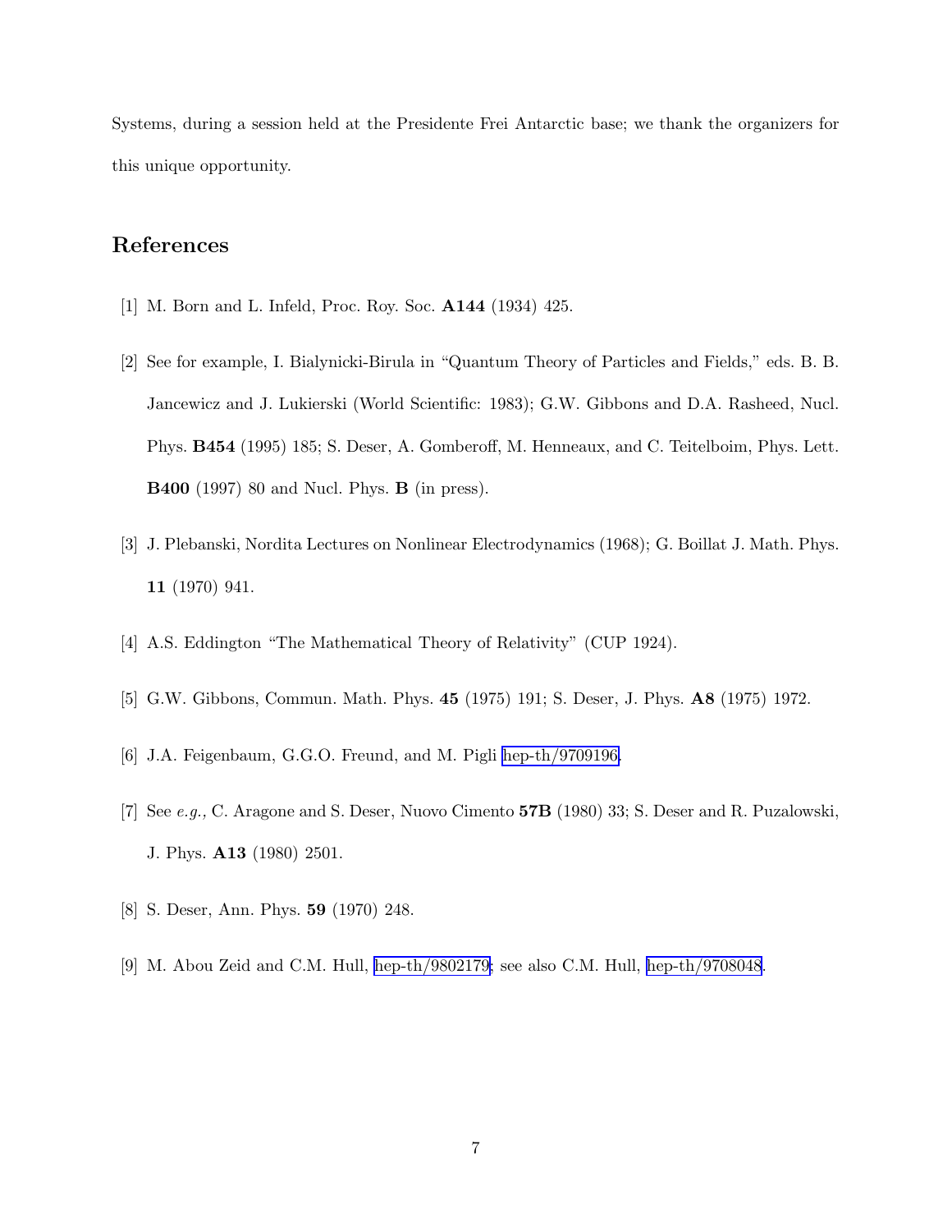Systems, during a session held at the Presidente Frei Antarctic base; we thank the organizers for this unique opportunity.

## References

[1] M. Born and L. Infeld, Proc. Roy. Soc. **A144** (1934) 425.

[2] See for example, I. Bialynicki-Birula in "Quantum Theory of Particles and Fields," eds. B. B. Jancewicz and J. Lukierski (World Scientific: 1983); G.W. Gibbons and D.A. Rasheed, Nucl. Phys. **B454** (1995) 185; S. Deser, A. Gomberoff, M. Henneaux, and C. Teitelboim, Phys. Lett. **B400** (1997) 80 and Nucl. Phys. **B** (in press).

[3] J. Plebanski, Nordita Lectures on Nonlinear Electrodynamics (1968); G. Boillat J. Math. Phys. **11** (1970) 941.

[4] A.S. Eddington "The Mathematical Theory of Relativity" (CUP 1924).

[5] G.W. Gibbons, Commun. Math. Phys. **45** (1975) 191; S. Deser, J. Phys. **A8** (1975) 1972.

[6] J.A. Feigenbaum, G.G.O. Freund, and M. Pigli hep-th/9709196.

[7] See *e.g.,* C. Aragone and S. Deser, Nuovo Cimento **57B** (1980) 33; S. Deser and R. Puzalowski, J. Phys. **A13** (1980) 2501.

[8] S. Deser, Ann. Phys. **59** (1970) 248.

[9] M. Abou Zeid and C.M. Hull, hep-th/9802179; see also C.M. Hull, hep-th/9708048.